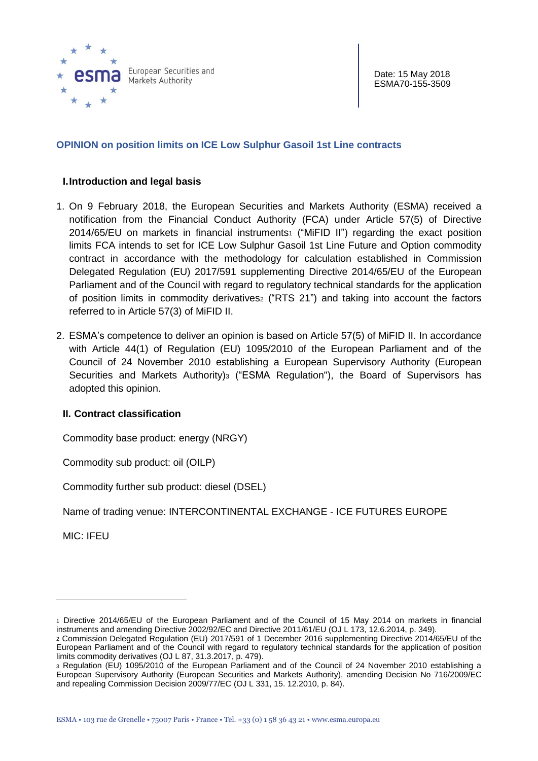European Securities and Markets Authority

Date: 15 May 2018
ESMA70-155-3509

# OPINION on position limits on ICE Low Sulphur Gasoil 1st Line contracts

## I. Introduction and legal basis

1. On 9 February 2018, the European Securities and Markets Authority (ESMA) received a notification from the Financial Conduct Authority (FCA) under Article 57(5) of Directive 2014/65/EU on markets in financial instruments[1] ("MiFID II") regarding the exact position limits FCA intends to set for ICE Low Sulphur Gasoil 1st Line Future and Option commodity contract in accordance with the methodology for calculation established in Commission Delegated Regulation (EU) 2017/591 supplementing Directive 2014/65/EU of the European Parliament and of the Council with regard to regulatory technical standards for the application of position limits in commodity derivatives[2] ("RTS 21") and taking into account the factors referred to in Article 57(3) of MiFID II.

2. ESMA's competence to deliver an opinion is based on Article 57(5) of MiFID II. In accordance with Article 44(1) of Regulation (EU) 1095/2010 of the European Parliament and of the Council of 24 November 2010 establishing a European Supervisory Authority (European Securities and Markets Authority)[3] ("ESMA Regulation"), the Board of Supervisors has adopted this opinion.

## II. Contract classification

Commodity base product: energy (NRGY)

Commodity sub product: oil (OILP)

Commodity further sub product: diesel (DSEL)

Name of trading venue: INTERCONTINENTAL EXCHANGE - ICE FUTURES EUROPE

MIC: IFEU

---

[1] Directive 2014/65/EU of the European Parliament and of the Council of 15 May 2014 on markets in financial instruments and amending Directive 2002/92/EC and Directive 2011/61/EU (OJ L 173, 12.6.2014, p. 349).

[2] Commission Delegated Regulation (EU) 2017/591 of 1 December 2016 supplementing Directive 2014/65/EU of the European Parliament and of the Council with regard to regulatory technical standards for the application of position limits commodity derivatives (OJ L 87, 31.3.2017, p. 479).

[3] Regulation (EU) 1095/2010 of the European Parliament and of the Council of 24 November 2010 establishing a European Supervisory Authority (European Securities and Markets Authority), amending Decision No 716/2009/EC and repealing Commission Decision 2009/77/EC (OJ L 331, 15. 12.2010, p. 84).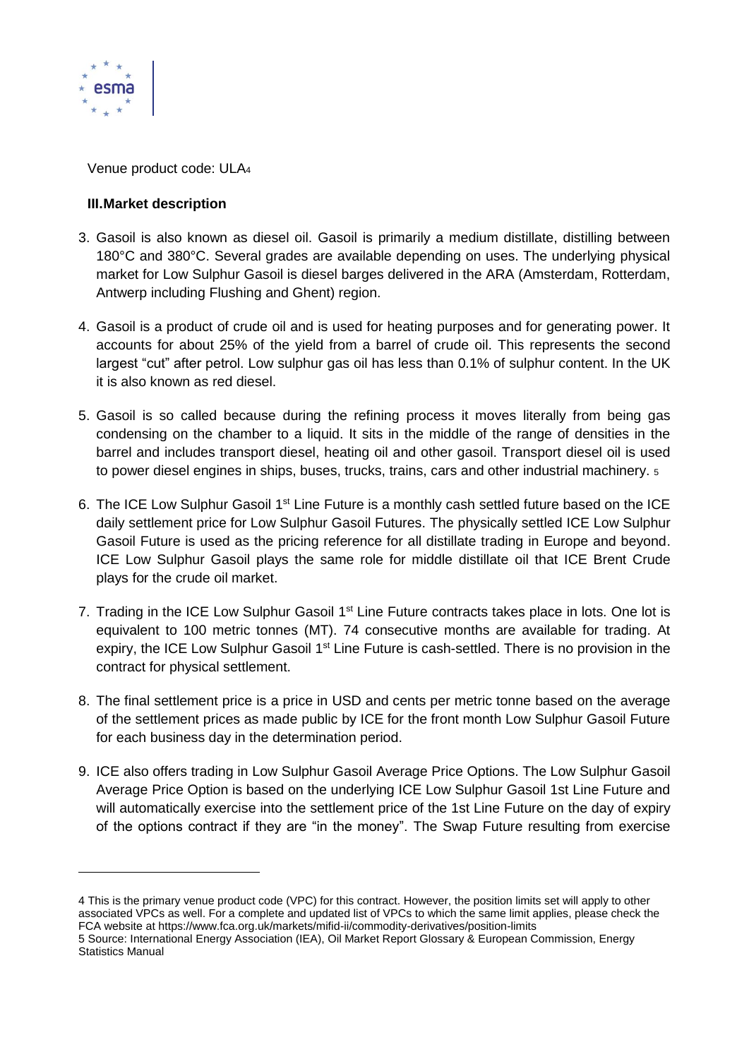Venue product code: ULA[4]

## III. Market description

3. Gasoil is also known as diesel oil. Gasoil is primarily a medium distillate, distilling between 180°C and 380°C. Several grades are available depending on uses. The underlying physical market for Low Sulphur Gasoil is diesel barges delivered in the ARA (Amsterdam, Rotterdam, Antwerp including Flushing and Ghent) region.

4. Gasoil is a product of crude oil and is used for heating purposes and for generating power. It accounts for about 25% of the yield from a barrel of crude oil. This represents the second largest "cut" after petrol. Low sulphur gas oil has less than 0.1% of sulphur content. In the UK it is also known as red diesel.

5. Gasoil is so called because during the refining process it moves literally from being gas condensing on the chamber to a liquid. It sits in the middle of the range of densities in the barrel and includes transport diesel, heating oil and other gasoil. Transport diesel oil is used to power diesel engines in ships, buses, trucks, trains, cars and other industrial machinery. [5]

6. The ICE Low Sulphur Gasoil 1st Line Future is a monthly cash settled future based on the ICE daily settlement price for Low Sulphur Gasoil Futures. The physically settled ICE Low Sulphur Gasoil Future is used as the pricing reference for all distillate trading in Europe and beyond. ICE Low Sulphur Gasoil plays the same role for middle distillate oil that ICE Brent Crude plays for the crude oil market.

7. Trading in the ICE Low Sulphur Gasoil 1st Line Future contracts takes place in lots. One lot is equivalent to 100 metric tonnes (MT). 74 consecutive months are available for trading. At expiry, the ICE Low Sulphur Gasoil 1st Line Future is cash-settled. There is no provision in the contract for physical settlement.

8. The final settlement price is a price in USD and cents per metric tonne based on the average of the settlement prices as made public by ICE for the front month Low Sulphur Gasoil Future for each business day in the determination period.

9. ICE also offers trading in Low Sulphur Gasoil Average Price Options. The Low Sulphur Gasoil Average Price Option is based on the underlying ICE Low Sulphur Gasoil 1st Line Future and will automatically exercise into the settlement price of the 1st Line Future on the day of expiry of the options contract if they are "in the money". The Swap Future resulting from exercise

---

4 This is the primary venue product code (VPC) for this contract. However, the position limits set will apply to other associated VPCs as well. For a complete and updated list of VPCs to which the same limit applies, please check the FCA website at https://www.fca.org.uk/markets/mifid-ii/commodity-derivatives/position-limits

5 Source: International Energy Association (IEA), Oil Market Report Glossary & European Commission, Energy Statistics Manual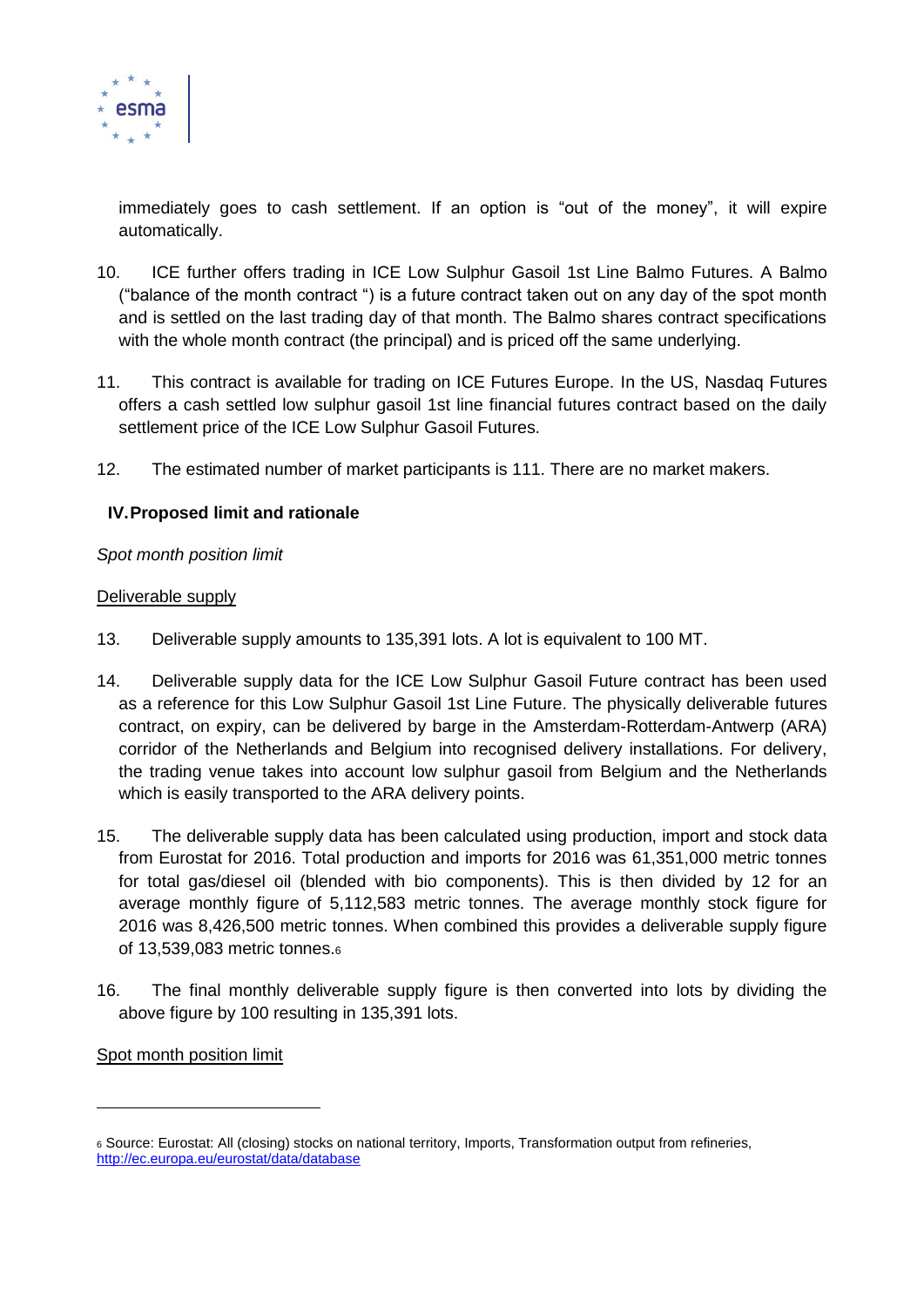immediately goes to cash settlement. If an option is "out of the money", it will expire automatically.

10. ICE further offers trading in ICE Low Sulphur Gasoil 1st Line Balmo Futures. A Balmo ("balance of the month contract ") is a future contract taken out on any day of the spot month and is settled on the last trading day of that month. The Balmo shares contract specifications with the whole month contract (the principal) and is priced off the same underlying.

11. This contract is available for trading on ICE Futures Europe. In the US, Nasdaq Futures offers a cash settled low sulphur gasoil 1st line financial futures contract based on the daily settlement price of the ICE Low Sulphur Gasoil Futures.

12. The estimated number of market participants is 111. There are no market makers.

## IV. Proposed limit and rationale

*Spot month position limit*

Deliverable supply

13. Deliverable supply amounts to 135,391 lots. A lot is equivalent to 100 MT.

14. Deliverable supply data for the ICE Low Sulphur Gasoil Future contract has been used as a reference for this Low Sulphur Gasoil 1st Line Future. The physically deliverable futures contract, on expiry, can be delivered by barge in the Amsterdam-Rotterdam-Antwerp (ARA) corridor of the Netherlands and Belgium into recognised delivery installations. For delivery, the trading venue takes into account low sulphur gasoil from Belgium and the Netherlands which is easily transported to the ARA delivery points.

15. The deliverable supply data has been calculated using production, import and stock data from Eurostat for 2016. Total production and imports for 2016 was 61,351,000 metric tonnes for total gas/diesel oil (blended with bio components). This is then divided by 12 for an average monthly figure of 5,112,583 metric tonnes. The average monthly stock figure for 2016 was 8,426,500 metric tonnes. When combined this provides a deliverable supply figure of 13,539,083 metric tonnes.[6]

16. The final monthly deliverable supply figure is then converted into lots by dividing the above figure by 100 resulting in 135,391 lots.

Spot month position limit

[6] Source: Eurostat: All (closing) stocks on national territory, Imports, Transformation output from refineries, http://ec.europa.eu/eurostat/data/database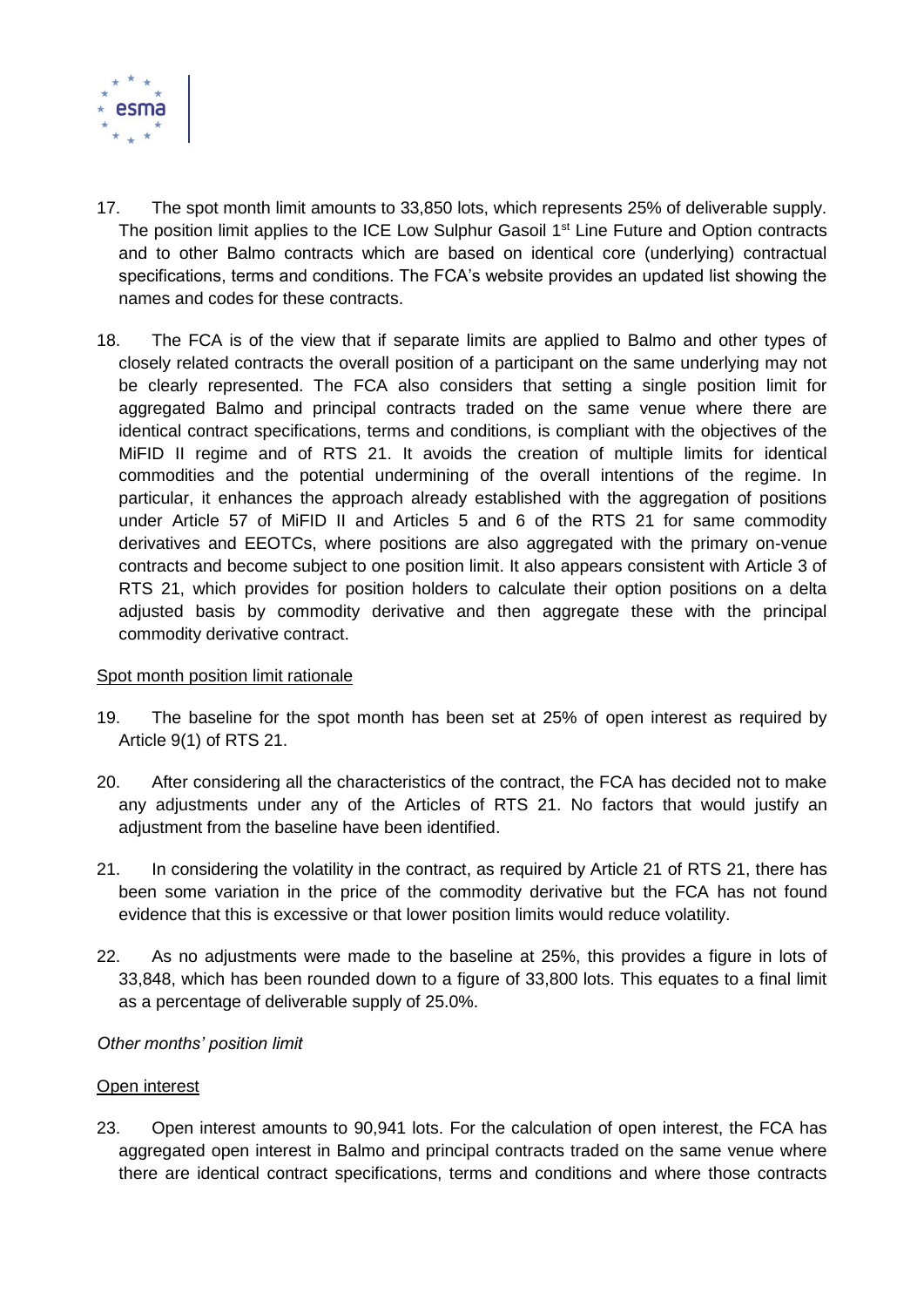17. The spot month limit amounts to 33,850 lots, which represents 25% of deliverable supply. The position limit applies to the ICE Low Sulphur Gasoil 1st Line Future and Option contracts and to other Balmo contracts which are based on identical core (underlying) contractual specifications, terms and conditions. The FCA's website provides an updated list showing the names and codes for these contracts.

18. The FCA is of the view that if separate limits are applied to Balmo and other types of closely related contracts the overall position of a participant on the same underlying may not be clearly represented. The FCA also considers that setting a single position limit for aggregated Balmo and principal contracts traded on the same venue where there are identical contract specifications, terms and conditions, is compliant with the objectives of the MiFID II regime and of RTS 21. It avoids the creation of multiple limits for identical commodities and the potential undermining of the overall intentions of the regime. In particular, it enhances the approach already established with the aggregation of positions under Article 57 of MiFID II and Articles 5 and 6 of the RTS 21 for same commodity derivatives and EEOTCs, where positions are also aggregated with the primary on-venue contracts and become subject to one position limit. It also appears consistent with Article 3 of RTS 21, which provides for position holders to calculate their option positions on a delta adjusted basis by commodity derivative and then aggregate these with the principal commodity derivative contract.

<u>Spot month position limit rationale</u>

19. The baseline for the spot month has been set at 25% of open interest as required by Article 9(1) of RTS 21.

20. After considering all the characteristics of the contract, the FCA has decided not to make any adjustments under any of the Articles of RTS 21. No factors that would justify an adjustment from the baseline have been identified.

21. In considering the volatility in the contract, as required by Article 21 of RTS 21, there has been some variation in the price of the commodity derivative but the FCA has not found evidence that this is excessive or that lower position limits would reduce volatility.

22. As no adjustments were made to the baseline at 25%, this provides a figure in lots of 33,848, which has been rounded down to a figure of 33,800 lots. This equates to a final limit as a percentage of deliverable supply of 25.0%.

*Other months' position limit*

<u>Open interest</u>

23. Open interest amounts to 90,941 lots. For the calculation of open interest, the FCA has aggregated open interest in Balmo and principal contracts traded on the same venue where there are identical contract specifications, terms and conditions and where those contracts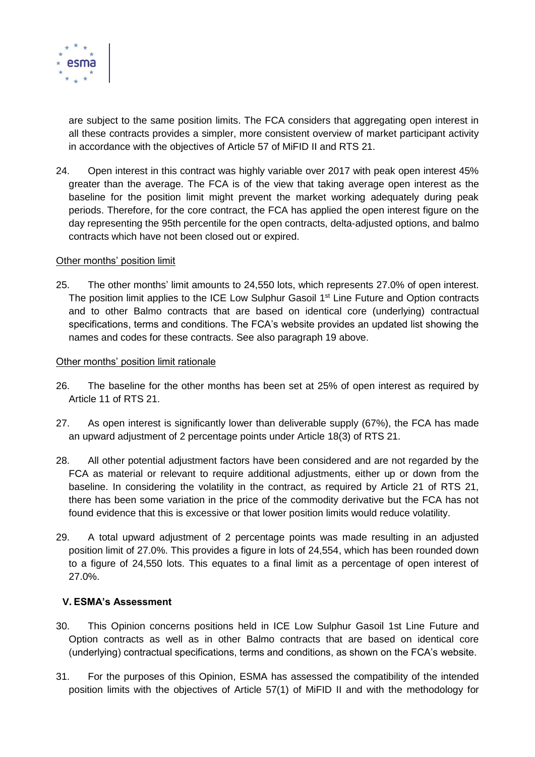are subject to the same position limits. The FCA considers that aggregating open interest in all these contracts provides a simpler, more consistent overview of market participant activity in accordance with the objectives of Article 57 of MiFID II and RTS 21.

24. Open interest in this contract was highly variable over 2017 with peak open interest 45% greater than the average. The FCA is of the view that taking average open interest as the baseline for the position limit might prevent the market working adequately during peak periods. Therefore, for the core contract, the FCA has applied the open interest figure on the day representing the 95th percentile for the open contracts, delta-adjusted options, and balmo contracts which have not been closed out or expired.

Other months' position limit

25. The other months' limit amounts to 24,550 lots, which represents 27.0% of open interest. The position limit applies to the ICE Low Sulphur Gasoil 1st Line Future and Option contracts and to other Balmo contracts that are based on identical core (underlying) contractual specifications, terms and conditions. The FCA's website provides an updated list showing the names and codes for these contracts. See also paragraph 19 above.

Other months' position limit rationale

26. The baseline for the other months has been set at 25% of open interest as required by Article 11 of RTS 21.

27. As open interest is significantly lower than deliverable supply (67%), the FCA has made an upward adjustment of 2 percentage points under Article 18(3) of RTS 21.

28. All other potential adjustment factors have been considered and are not regarded by the FCA as material or relevant to require additional adjustments, either up or down from the baseline. In considering the volatility in the contract, as required by Article 21 of RTS 21, there has been some variation in the price of the commodity derivative but the FCA has not found evidence that this is excessive or that lower position limits would reduce volatility.

29. A total upward adjustment of 2 percentage points was made resulting in an adjusted position limit of 27.0%. This provides a figure in lots of 24,554, which has been rounded down to a figure of 24,550 lots. This equates to a final limit as a percentage of open interest of 27.0%.

## V. ESMA's Assessment

30. This Opinion concerns positions held in ICE Low Sulphur Gasoil 1st Line Future and Option contracts as well as in other Balmo contracts that are based on identical core (underlying) contractual specifications, terms and conditions, as shown on the FCA's website.

31. For the purposes of this Opinion, ESMA has assessed the compatibility of the intended position limits with the objectives of Article 57(1) of MiFID II and with the methodology for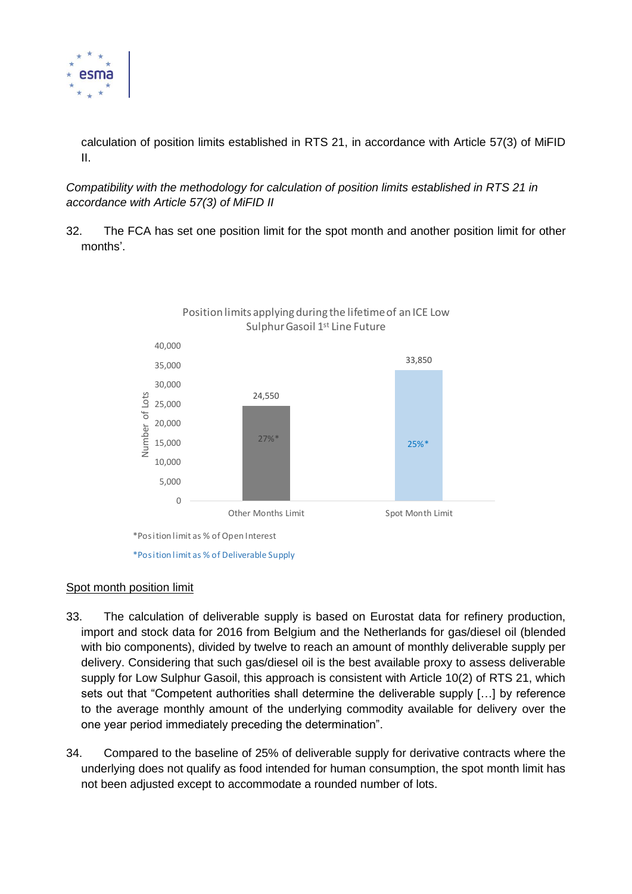calculation of position limits established in RTS 21, in accordance with Article 57(3) of MiFID II.

*Compatibility with the methodology for calculation of position limits established in RTS 21 in accordance with Article 57(3) of MiFID II*

32. The FCA has set one position limit for the spot month and another position limit for other months'.

Position limits applying during the lifetime of an ICE Low Sulphur Gasoil 1st Line Future

| | Number of Lots | |
|---|---|---|
| Other Months Limit | 24,550 | 27%* |
| Spot Month Limit | 33,850 | 25%* |

*Position limit as % of Open Interest

*Position limit as % of Deliverable Supply

Spot month position limit

33. The calculation of deliverable supply is based on Eurostat data for refinery production, import and stock data for 2016 from Belgium and the Netherlands for gas/diesel oil (blended with bio components), divided by twelve to reach an amount of monthly deliverable supply per delivery. Considering that such gas/diesel oil is the best available proxy to assess deliverable supply for Low Sulphur Gasoil, this approach is consistent with Article 10(2) of RTS 21, which sets out that "Competent authorities shall determine the deliverable supply […] by reference to the average monthly amount of the underlying commodity available for delivery over the one year period immediately preceding the determination".

34. Compared to the baseline of 25% of deliverable supply for derivative contracts where the underlying does not qualify as food intended for human consumption, the spot month limit has not been adjusted except to accommodate a rounded number of lots.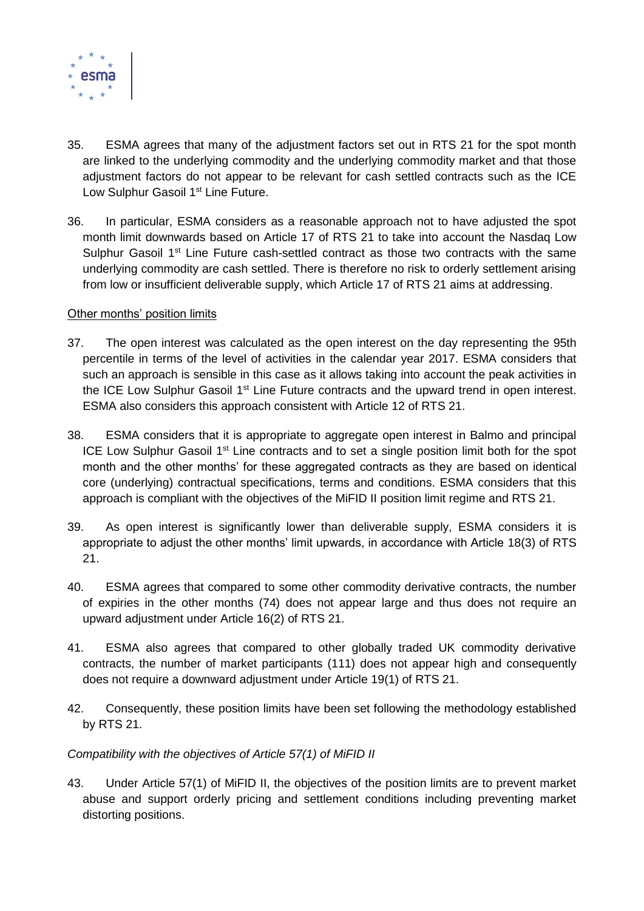35. ESMA agrees that many of the adjustment factors set out in RTS 21 for the spot month are linked to the underlying commodity and the underlying commodity market and that those adjustment factors do not appear to be relevant for cash settled contracts such as the ICE Low Sulphur Gasoil 1st Line Future.

36. In particular, ESMA considers as a reasonable approach not to have adjusted the spot month limit downwards based on Article 17 of RTS 21 to take into account the Nasdaq Low Sulphur Gasoil 1st Line Future cash-settled contract as those two contracts with the same underlying commodity are cash settled. There is therefore no risk to orderly settlement arising from low or insufficient deliverable supply, which Article 17 of RTS 21 aims at addressing.

Other months' position limits

37. The open interest was calculated as the open interest on the day representing the 95th percentile in terms of the level of activities in the calendar year 2017. ESMA considers that such an approach is sensible in this case as it allows taking into account the peak activities in the ICE Low Sulphur Gasoil 1st Line Future contracts and the upward trend in open interest. ESMA also considers this approach consistent with Article 12 of RTS 21.

38. ESMA considers that it is appropriate to aggregate open interest in Balmo and principal ICE Low Sulphur Gasoil 1st Line contracts and to set a single position limit both for the spot month and the other months' for these aggregated contracts as they are based on identical core (underlying) contractual specifications, terms and conditions. ESMA considers that this approach is compliant with the objectives of the MiFID II position limit regime and RTS 21.

39. As open interest is significantly lower than deliverable supply, ESMA considers it is appropriate to adjust the other months' limit upwards, in accordance with Article 18(3) of RTS 21.

40. ESMA agrees that compared to some other commodity derivative contracts, the number of expiries in the other months (74) does not appear large and thus does not require an upward adjustment under Article 16(2) of RTS 21.

41. ESMA also agrees that compared to other globally traded UK commodity derivative contracts, the number of market participants (111) does not appear high and consequently does not require a downward adjustment under Article 19(1) of RTS 21.

42. Consequently, these position limits have been set following the methodology established by RTS 21.

*Compatibility with the objectives of Article 57(1) of MiFID II*

43. Under Article 57(1) of MiFID II, the objectives of the position limits are to prevent market abuse and support orderly pricing and settlement conditions including preventing market distorting positions.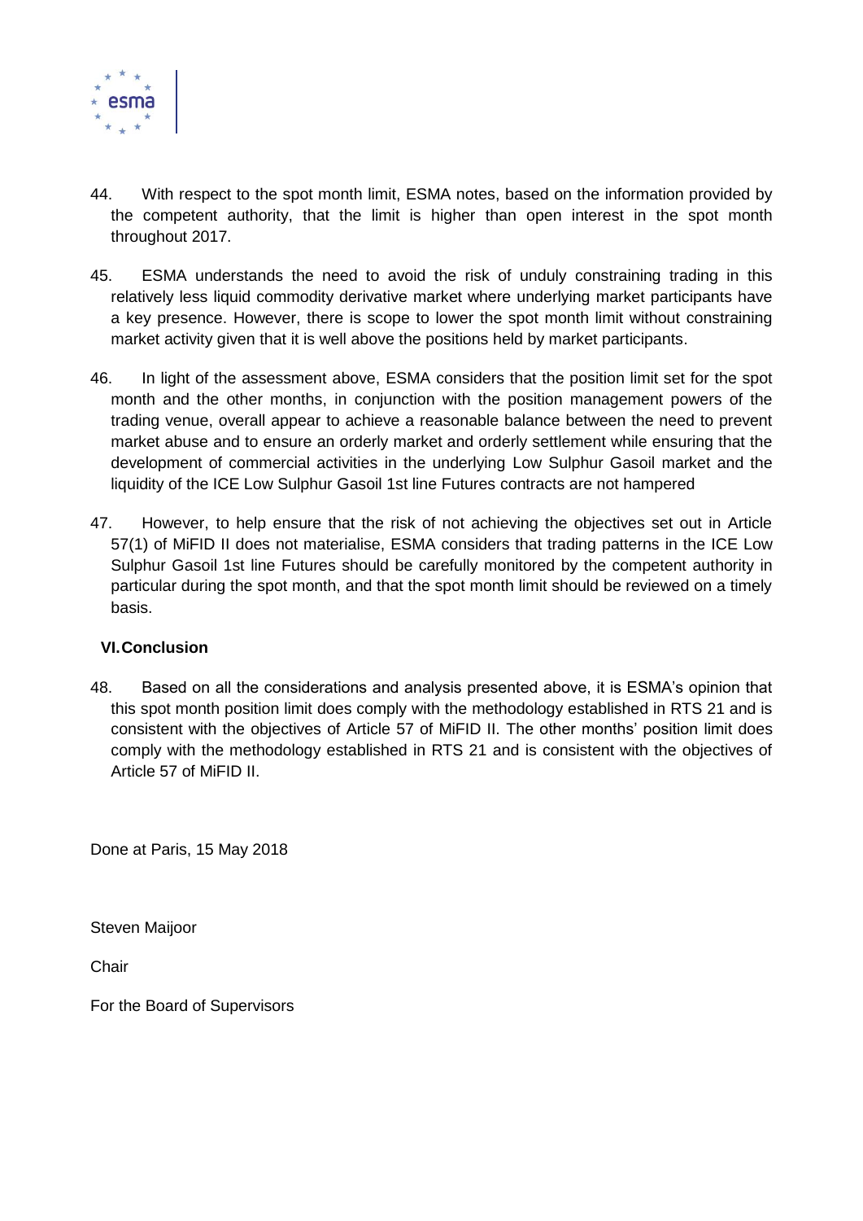44. With respect to the spot month limit, ESMA notes, based on the information provided by the competent authority, that the limit is higher than open interest in the spot month throughout 2017.

45. ESMA understands the need to avoid the risk of unduly constraining trading in this relatively less liquid commodity derivative market where underlying market participants have a key presence. However, there is scope to lower the spot month limit without constraining market activity given that it is well above the positions held by market participants.

46. In light of the assessment above, ESMA considers that the position limit set for the spot month and the other months, in conjunction with the position management powers of the trading venue, overall appear to achieve a reasonable balance between the need to prevent market abuse and to ensure an orderly market and orderly settlement while ensuring that the development of commercial activities in the underlying Low Sulphur Gasoil market and the liquidity of the ICE Low Sulphur Gasoil 1st line Futures contracts are not hampered

47. However, to help ensure that the risk of not achieving the objectives set out in Article 57(1) of MiFID II does not materialise, ESMA considers that trading patterns in the ICE Low Sulphur Gasoil 1st line Futures should be carefully monitored by the competent authority in particular during the spot month, and that the spot month limit should be reviewed on a timely basis.

## VI. Conclusion

48. Based on all the considerations and analysis presented above, it is ESMA's opinion that this spot month position limit does comply with the methodology established in RTS 21 and is consistent with the objectives of Article 57 of MiFID II. The other months' position limit does comply with the methodology established in RTS 21 and is consistent with the objectives of Article 57 of MiFID II.

Done at Paris, 15 May 2018

Steven Maijoor

Chair

For the Board of Supervisors